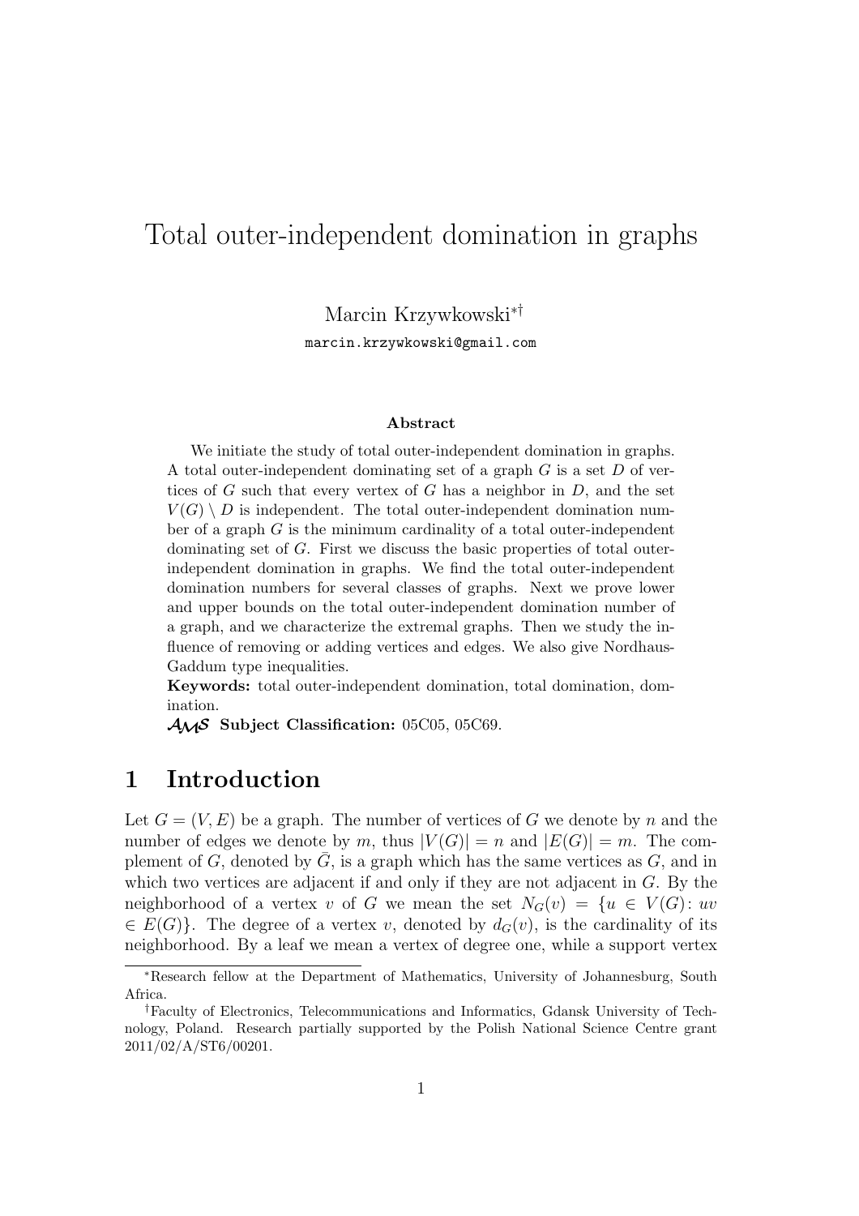# Total outer-independent domination in graphs

Marcin Krzywkowski[*†]

marcin.krzywkowski@gmail.com

### Abstract

We initiate the study of total outer-independent domination in graphs. A total outer-independent dominating set of a graph $G$ is a set $D$ of vertices of $G$ such that every vertex of $G$ has a neighbor in $D$, and the set $V(G) \setminus D$ is independent. The total outer-independent domination number of a graph $G$ is the minimum cardinality of a total outer-independent dominating set of $G$. First we discuss the basic properties of total outer-independent domination in graphs. We find the total outer-independent domination numbers for several classes of graphs. Next we prove lower and upper bounds on the total outer-independent domination number of a graph, and we characterize the extremal graphs. Then we study the influence of removing or adding vertices and edges. We also give Nordhaus-Gaddum type inequalities.

**Keywords:** total outer-independent domination, total domination, domination.

**AMS Subject Classification:** 05C05, 05C69.

## 1 Introduction

Let $G = (V, E)$ be a graph. The number of vertices of $G$ we denote by $n$ and the number of edges we denote by $m$, thus $|V(G)| = n$ and $|E(G)| = m$. The complement of $G$, denoted by $\bar{G}$, is a graph which has the same vertices as $G$, and in which two vertices are adjacent if and only if they are not adjacent in $G$. By the neighborhood of a vertex $v$ of $G$ we mean the set $N_G(v) = \{u \in V(G): uv \in E(G)\}$. The degree of a vertex $v$, denoted by $d_G(v)$, is the cardinality of its neighborhood. By a leaf we mean a vertex of degree one, while a support vertex

---

[*] Research fellow at the Department of Mathematics, University of Johannesburg, South Africa.

[†] Faculty of Electronics, Telecommunications and Informatics, Gdansk University of Technology, Poland. Research partially supported by the Polish National Science Centre grant 2011/02/A/ST6/00201.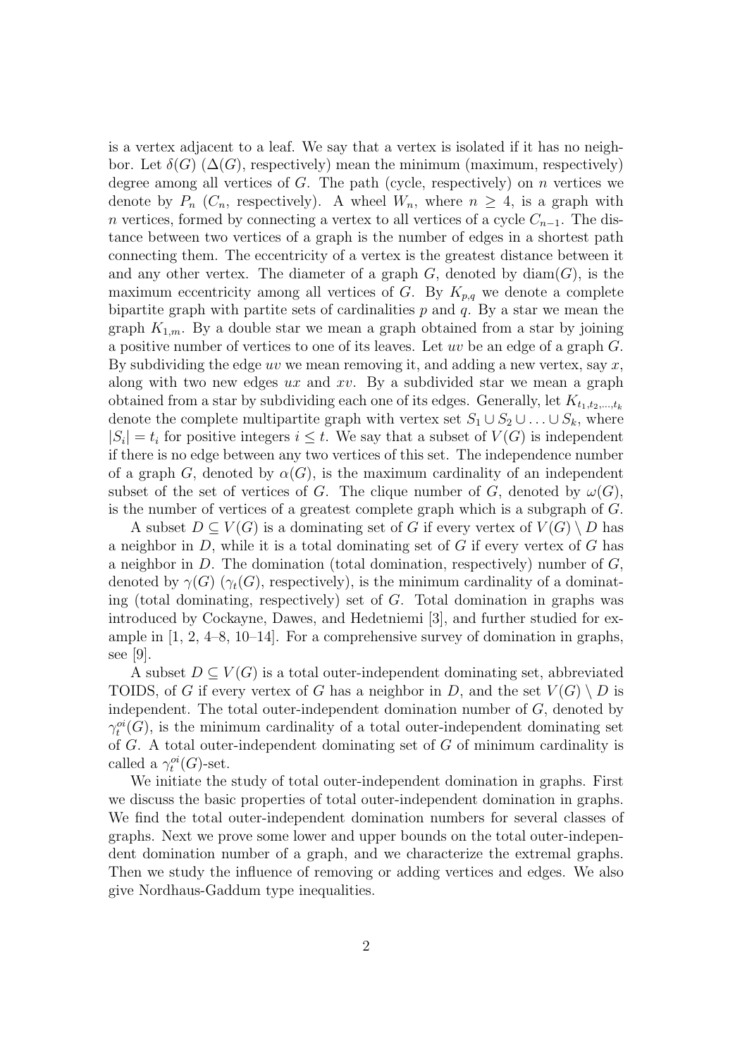is a vertex adjacent to a leaf. We say that a vertex is isolated if it has no neighbor. Let $\delta(G)$ ($\Delta(G)$, respectively) mean the minimum (maximum, respectively) degree among all vertices of $G$. The path (cycle, respectively) on $n$ vertices we denote by $P_n$ ($C_n$, respectively). A wheel $W_n$, where $n \geq 4$, is a graph with $n$ vertices, formed by connecting a vertex to all vertices of a cycle $C_{n-1}$. The distance between two vertices of a graph is the number of edges in a shortest path connecting them. The eccentricity of a vertex is the greatest distance between it and any other vertex. The diameter of a graph $G$, denoted by $\mathrm{diam}(G)$, is the maximum eccentricity among all vertices of $G$. By $K_{p,q}$ we denote a complete bipartite graph with partite sets of cardinalities $p$ and $q$. By a star we mean the graph $K_{1,m}$. By a double star we mean a graph obtained from a star by joining a positive number of vertices to one of its leaves. Let $uv$ be an edge of a graph $G$. By subdividing the edge $uv$ we mean removing it, and adding a new vertex, say $x$, along with two new edges $ux$ and $xv$. By a subdivided star we mean a graph obtained from a star by subdividing each one of its edges. Generally, let $K_{t_1,t_2,\ldots,t_k}$ denote the complete multipartite graph with vertex set $S_1 \cup S_2 \cup \ldots \cup S_k$, where $|S_i| = t_i$ for positive integers $i \leq t$. We say that a subset of $V(G)$ is independent if there is no edge between any two vertices of this set. The independence number of a graph $G$, denoted by $\alpha(G)$, is the maximum cardinality of an independent subset of the set of vertices of $G$. The clique number of $G$, denoted by $\omega(G)$, is the number of vertices of a greatest complete graph which is a subgraph of $G$.

A subset $D \subseteq V(G)$ is a dominating set of $G$ if every vertex of $V(G) \setminus D$ has a neighbor in $D$, while it is a total dominating set of $G$ if every vertex of $G$ has a neighbor in $D$. The domination (total domination, respectively) number of $G$, denoted by $\gamma(G)$ ($\gamma_t(G)$, respectively), is the minimum cardinality of a dominating (total dominating, respectively) set of $G$. Total domination in graphs was introduced by Cockayne, Dawes, and Hedetniemi [3], and further studied for example in [1, 2, 4–8, 10–14]. For a comprehensive survey of domination in graphs, see [9].

A subset $D \subseteq V(G)$ is a total outer-independent dominating set, abbreviated TOIDS, of $G$ if every vertex of $G$ has a neighbor in $D$, and the set $V(G) \setminus D$ is independent. The total outer-independent domination number of $G$, denoted by $\gamma_t^{oi}(G)$, is the minimum cardinality of a total outer-independent dominating set of $G$. A total outer-independent dominating set of $G$ of minimum cardinality is called a $\gamma_t^{oi}(G)$-set.

We initiate the study of total outer-independent domination in graphs. First we discuss the basic properties of total outer-independent domination in graphs. We find the total outer-independent domination numbers for several classes of graphs. Next we prove some lower and upper bounds on the total outer-independent domination number of a graph, and we characterize the extremal graphs. Then we study the influence of removing or adding vertices and edges. We also give Nordhaus-Gaddum type inequalities.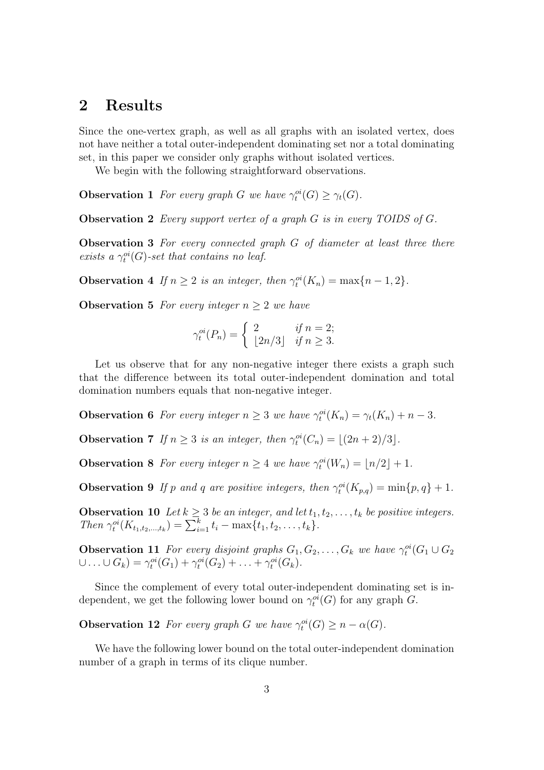## 2 Results

Since the one-vertex graph, as well as all graphs with an isolated vertex, does not have neither a total outer-independent dominating set nor a total dominating set, in this paper we consider only graphs without isolated vertices.

We begin with the following straightforward observations.

**Observation 1** *For every graph $G$ we have $\gamma_t^{oi}(G) \geq \gamma_t(G)$.*

**Observation 2** *Every support vertex of a graph $G$ is in every TOIDS of $G$.*

**Observation 3** *For every connected graph $G$ of diameter at least three there exists a $\gamma_t^{oi}(G)$-set that contains no leaf.*

**Observation 4** *If $n \geq 2$ is an integer, then $\gamma_t^{oi}(K_n) = \max\{n-1, 2\}$.*

**Observation 5** *For every integer $n \geq 2$ we have*

$$\gamma_t^{oi}(P_n) = \begin{cases} 2 & \text{if } n = 2; \\ \lfloor 2n/3 \rfloor & \text{if } n \geq 3. \end{cases}$$

Let us observe that for any non-negative integer there exists a graph such that the difference between its total outer-independent domination and total domination numbers equals that non-negative integer.

**Observation 6** *For every integer $n \geq 3$ we have $\gamma_t^{oi}(K_n) = \gamma_t(K_n) + n - 3$.*

**Observation 7** *If $n \geq 3$ is an integer, then $\gamma_t^{oi}(C_n) = \lfloor (2n+2)/3 \rfloor$.*

**Observation 8** *For every integer $n \geq 4$ we have $\gamma_t^{oi}(W_n) = \lfloor n/2 \rfloor + 1$.*

**Observation 9** *If $p$ and $q$ are positive integers, then $\gamma_t^{oi}(K_{p,q}) = \min\{p, q\} + 1$.*

**Observation 10** *Let $k \geq 3$ be an integer, and let $t_1, t_2, \ldots, t_k$ be positive integers. Then $\gamma_t^{oi}(K_{t_1,t_2,\ldots,t_k}) = \sum_{i=1}^{k} t_i - \max\{t_1, t_2, \ldots, t_k\}$.*

**Observation 11** *For every disjoint graphs $G_1, G_2, \ldots, G_k$ we have $\gamma_t^{oi}(G_1 \cup G_2 \cup \ldots \cup G_k) = \gamma_t^{oi}(G_1) + \gamma_t^{oi}(G_2) + \ldots + \gamma_t^{oi}(G_k)$.*

Since the complement of every total outer-independent dominating set is independent, we get the following lower bound on $\gamma_t^{oi}(G)$ for any graph $G$.

**Observation 12** *For every graph $G$ we have $\gamma_t^{oi}(G) \geq n - \alpha(G)$.*

We have the following lower bound on the total outer-independent domination number of a graph in terms of its clique number.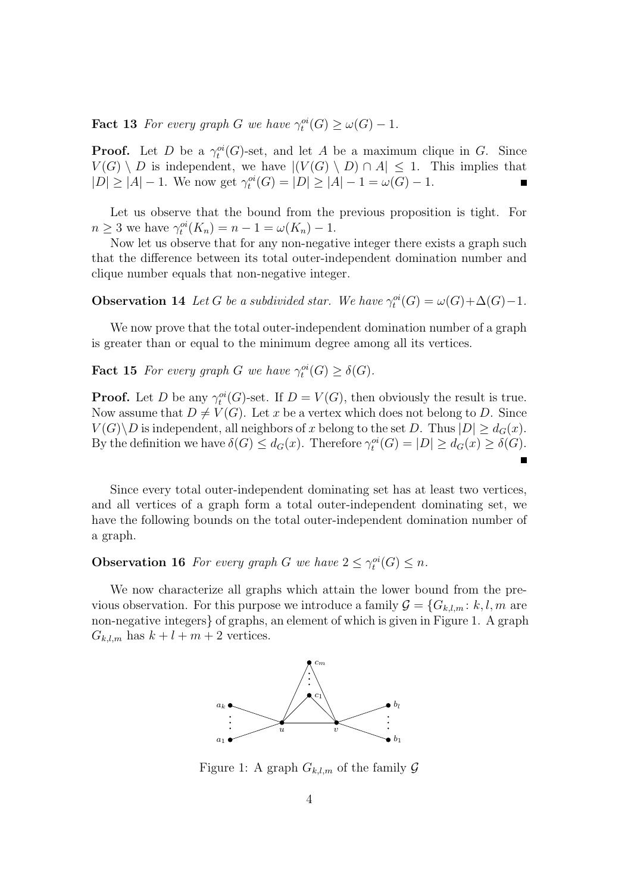**Fact 13** *For every graph $G$ we have $\gamma_t^{oi}(G) \geq \omega(G) - 1$.*

**Proof.** Let $D$ be a $\gamma_t^{oi}(G)$-set, and let $A$ be a maximum clique in $G$. Since $V(G) \setminus D$ is independent, we have $|(V(G) \setminus D) \cap A| \leq 1$. This implies that $|D| \geq |A| - 1$. We now get $\gamma_t^{oi}(G) = |D| \geq |A| - 1 = \omega(G) - 1$. ■

Let us observe that the bound from the previous proposition is tight. For $n \geq 3$ we have $\gamma_t^{oi}(K_n) = n - 1 = \omega(K_n) - 1$.

Now let us observe that for any non-negative integer there exists a graph such that the difference between its total outer-independent domination number and clique number equals that non-negative integer.

**Observation 14** *Let $G$ be a subdivided star. We have $\gamma_t^{oi}(G) = \omega(G) + \Delta(G) - 1$.*

We now prove that the total outer-independent domination number of a graph is greater than or equal to the minimum degree among all its vertices.

**Fact 15** *For every graph $G$ we have $\gamma_t^{oi}(G) \geq \delta(G)$.*

**Proof.** Let $D$ be any $\gamma_t^{oi}(G)$-set. If $D = V(G)$, then obviously the result is true. Now assume that $D \neq V(G)$. Let $x$ be a vertex which does not belong to $D$. Since $V(G) \setminus D$ is independent, all neighbors of $x$ belong to the set $D$. Thus $|D| \geq d_G(x)$. By the definition we have $\delta(G) \leq d_G(x)$. Therefore $\gamma_t^{oi}(G) = |D| \geq d_G(x) \geq \delta(G)$. ■

Since every total outer-independent dominating set has at least two vertices, and all vertices of a graph form a total outer-independent dominating set, we have the following bounds on the total outer-independent domination number of a graph.

**Observation 16** *For every graph $G$ we have $2 \leq \gamma_t^{oi}(G) \leq n$.*

We now characterize all graphs which attain the lower bound from the previous observation. For this purpose we introduce a family $\mathcal{G} = \{G_{k,l,m} \colon k, l, m$ are non-negative integers$\}$ of graphs, an element of which is given in Figure 1. A graph $G_{k,l,m}$ has $k + l + m + 2$ vertices.

Figure 1: A graph $G_{k,l,m}$ of the family $\mathcal{G}$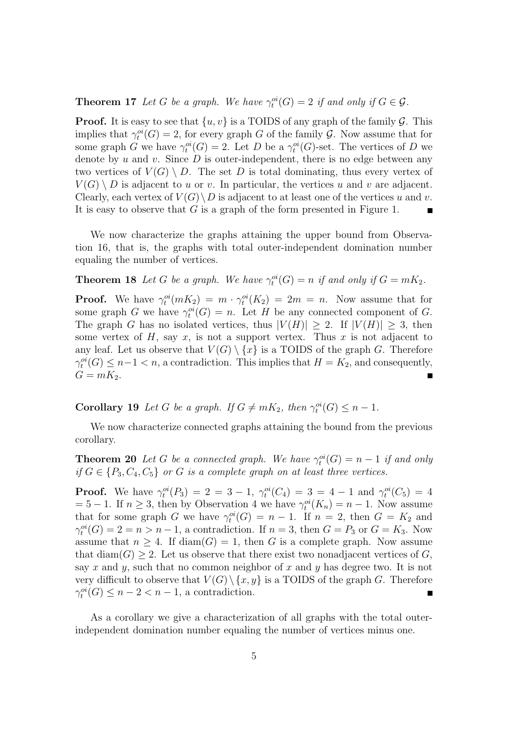**Theorem 17** *Let $G$ be a graph. We have $\gamma_t^{oi}(G) = 2$ if and only if $G \in \mathcal{G}$.*

**Proof.** It is easy to see that $\{u, v\}$ is a TOIDS of any graph of the family $\mathcal{G}$. This implies that $\gamma_t^{oi}(G) = 2$, for every graph $G$ of the family $\mathcal{G}$. Now assume that for some graph $G$ we have $\gamma_t^{oi}(G) = 2$. Let $D$ be a $\gamma_t^{oi}(G)$-set. The vertices of $D$ we denote by $u$ and $v$. Since $D$ is outer-independent, there is no edge between any two vertices of $V(G) \setminus D$. The set $D$ is total dominating, thus every vertex of $V(G) \setminus D$ is adjacent to $u$ or $v$. In particular, the vertices $u$ and $v$ are adjacent. Clearly, each vertex of $V(G) \setminus D$ is adjacent to at least one of the vertices $u$ and $v$. It is easy to observe that $G$ is a graph of the form presented in Figure 1. ■

We now characterize the graphs attaining the upper bound from Observation 16, that is, the graphs with total outer-independent domination number equaling the number of vertices.

**Theorem 18** *Let $G$ be a graph. We have $\gamma_t^{oi}(G) = n$ if and only if $G = mK_2$.*

**Proof.** We have $\gamma_t^{oi}(mK_2) = m \cdot \gamma_t^{oi}(K_2) = 2m = n$. Now assume that for some graph $G$ we have $\gamma_t^{oi}(G) = n$. Let $H$ be any connected component of $G$. The graph $G$ has no isolated vertices, thus $|V(H)| \geq 2$. If $|V(H)| \geq 3$, then some vertex of $H$, say $x$, is not a support vertex. Thus $x$ is not adjacent to any leaf. Let us observe that $V(G) \setminus \{x\}$ is a TOIDS of the graph $G$. Therefore $\gamma_t^{oi}(G) \leq n-1 < n$, a contradiction. This implies that $H = K_2$, and consequently, $G = mK_2$. ■

**Corollary 19** *Let $G$ be a graph. If $G \neq mK_2$, then $\gamma_t^{oi}(G) \leq n - 1$.*

We now characterize connected graphs attaining the bound from the previous corollary.

**Theorem 20** *Let $G$ be a connected graph. We have $\gamma_t^{oi}(G) = n - 1$ if and only if $G \in \{P_3, C_4, C_5\}$ or $G$ is a complete graph on at least three vertices.*

**Proof.** We have $\gamma_t^{oi}(P_3) = 2 = 3 - 1$, $\gamma_t^{oi}(C_4) = 3 = 4 - 1$ and $\gamma_t^{oi}(C_5) = 4 = 5 - 1$. If $n \geq 3$, then by Observation 4 we have $\gamma_t^{oi}(K_n) = n - 1$. Now assume that for some graph $G$ we have $\gamma_t^{oi}(G) = n - 1$. If $n = 2$, then $G = K_2$ and $\gamma_t^{oi}(G) = 2 = n > n - 1$, a contradiction. If $n = 3$, then $G = P_3$ or $G = K_3$. Now assume that $n \geq 4$. If $\operatorname{diam}(G) = 1$, then $G$ is a complete graph. Now assume that $\operatorname{diam}(G) \geq 2$. Let us observe that there exist two nonadjacent vertices of $G$, say $x$ and $y$, such that no common neighbor of $x$ and $y$ has degree two. It is not very difficult to observe that $V(G) \setminus \{x, y\}$ is a TOIDS of the graph $G$. Therefore $\gamma_t^{oi}(G) \leq n - 2 < n - 1$, a contradiction. ■

As a corollary we give a characterization of all graphs with the total outer-independent domination number equaling the number of vertices minus one.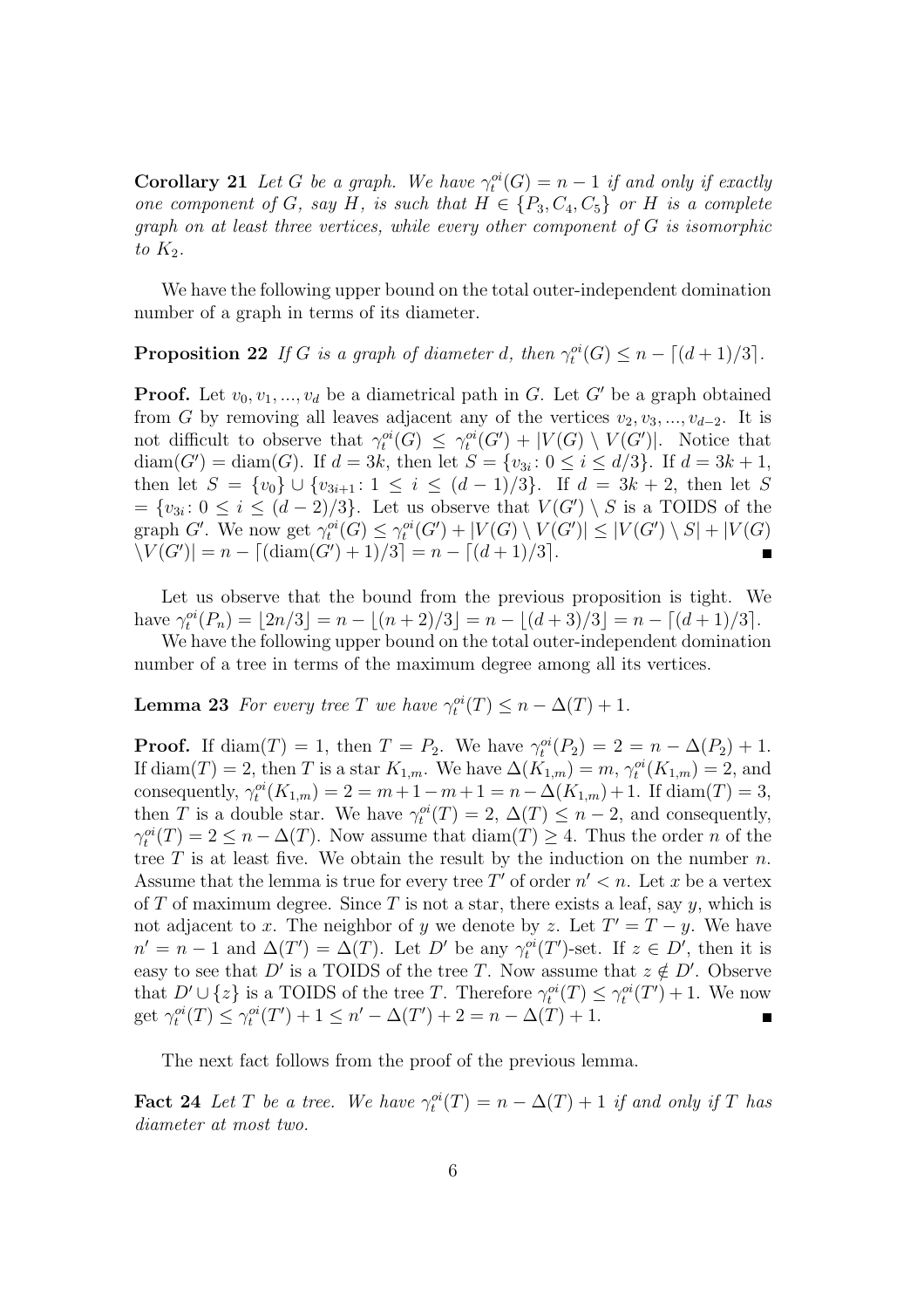**Corollary 21** *Let $G$ be a graph. We have $\gamma_t^{oi}(G) = n - 1$ if and only if exactly one component of $G$, say $H$, is such that $H \in \{P_3, C_4, C_5\}$ or $H$ is a complete graph on at least three vertices, while every other component of $G$ is isomorphic to $K_2$.*

We have the following upper bound on the total outer-independent domination number of a graph in terms of its diameter.

**Proposition 22** *If $G$ is a graph of diameter $d$, then $\gamma_t^{oi}(G) \leq n - \lceil (d+1)/3 \rceil$.*

**Proof.** Let $v_0, v_1, ..., v_d$ be a diametrical path in $G$. Let $G'$ be a graph obtained from $G$ by removing all leaves adjacent any of the vertices $v_2, v_3, ..., v_{d-2}$. It is not difficult to observe that $\gamma_t^{oi}(G) \leq \gamma_t^{oi}(G') + |V(G) \setminus V(G')|$. Notice that $\mathrm{diam}(G') = \mathrm{diam}(G)$. If $d = 3k$, then let $S = \{v_{3i} \colon 0 \leq i \leq d/3\}$. If $d = 3k+1$, then let $S = \{v_0\} \cup \{v_{3i+1} \colon 1 \leq i \leq (d-1)/3\}$. If $d = 3k+2$, then let $S = \{v_{3i} \colon 0 \leq i \leq (d-2)/3\}$. Let us observe that $V(G') \setminus S$ is a TOIDS of the graph $G'$. We now get $\gamma_t^{oi}(G) \leq \gamma_t^{oi}(G') + |V(G) \setminus V(G')| \leq |V(G') \setminus S| + |V(G) \setminus V(G')| = n - \lceil (\mathrm{diam}(G') + 1)/3 \rceil = n - \lceil (d+1)/3 \rceil$. ■

Let us observe that the bound from the previous proposition is tight. We have $\gamma_t^{oi}(P_n) = \lfloor 2n/3 \rfloor = n - \lfloor (n+2)/3 \rfloor = n - \lfloor (d+3)/3 \rfloor = n - \lceil (d+1)/3 \rceil$.

We have the following upper bound on the total outer-independent domination number of a tree in terms of the maximum degree among all its vertices.

**Lemma 23** *For every tree $T$ we have $\gamma_t^{oi}(T) \leq n - \Delta(T) + 1$.*

**Proof.** If $\mathrm{diam}(T) = 1$, then $T = P_2$. We have $\gamma_t^{oi}(P_2) = 2 = n - \Delta(P_2) + 1$. If $\mathrm{diam}(T) = 2$, then $T$ is a star $K_{1,m}$. We have $\Delta(K_{1,m}) = m$, $\gamma_t^{oi}(K_{1,m}) = 2$, and consequently, $\gamma_t^{oi}(K_{1,m}) = 2 = m + 1 - m + 1 = n - \Delta(K_{1,m}) + 1$. If $\mathrm{diam}(T) = 3$, then $T$ is a double star. We have $\gamma_t^{oi}(T) = 2$, $\Delta(T) \leq n - 2$, and consequently, $\gamma_t^{oi}(T) = 2 \leq n - \Delta(T)$. Now assume that $\mathrm{diam}(T) \geq 4$. Thus the order $n$ of the tree $T$ is at least five. We obtain the result by the induction on the number $n$. Assume that the lemma is true for every tree $T'$ of order $n' < n$. Let $x$ be a vertex of $T$ of maximum degree. Since $T$ is not a star, there exists a leaf, say $y$, which is not adjacent to $x$. The neighbor of $y$ we denote by $z$. Let $T' = T - y$. We have $n' = n - 1$ and $\Delta(T') = \Delta(T)$. Let $D'$ be any $\gamma_t^{oi}(T')$-set. If $z \in D'$, then it is easy to see that $D'$ is a TOIDS of the tree $T$. Now assume that $z \notin D'$. Observe that $D' \cup \{z\}$ is a TOIDS of the tree $T$. Therefore $\gamma_t^{oi}(T) \leq \gamma_t^{oi}(T') + 1$. We now get $\gamma_t^{oi}(T) \leq \gamma_t^{oi}(T') + 1 \leq n' - \Delta(T') + 2 = n - \Delta(T) + 1$. ■

The next fact follows from the proof of the previous lemma.

**Fact 24** *Let $T$ be a tree. We have $\gamma_t^{oi}(T) = n - \Delta(T) + 1$ if and only if $T$ has diameter at most two.*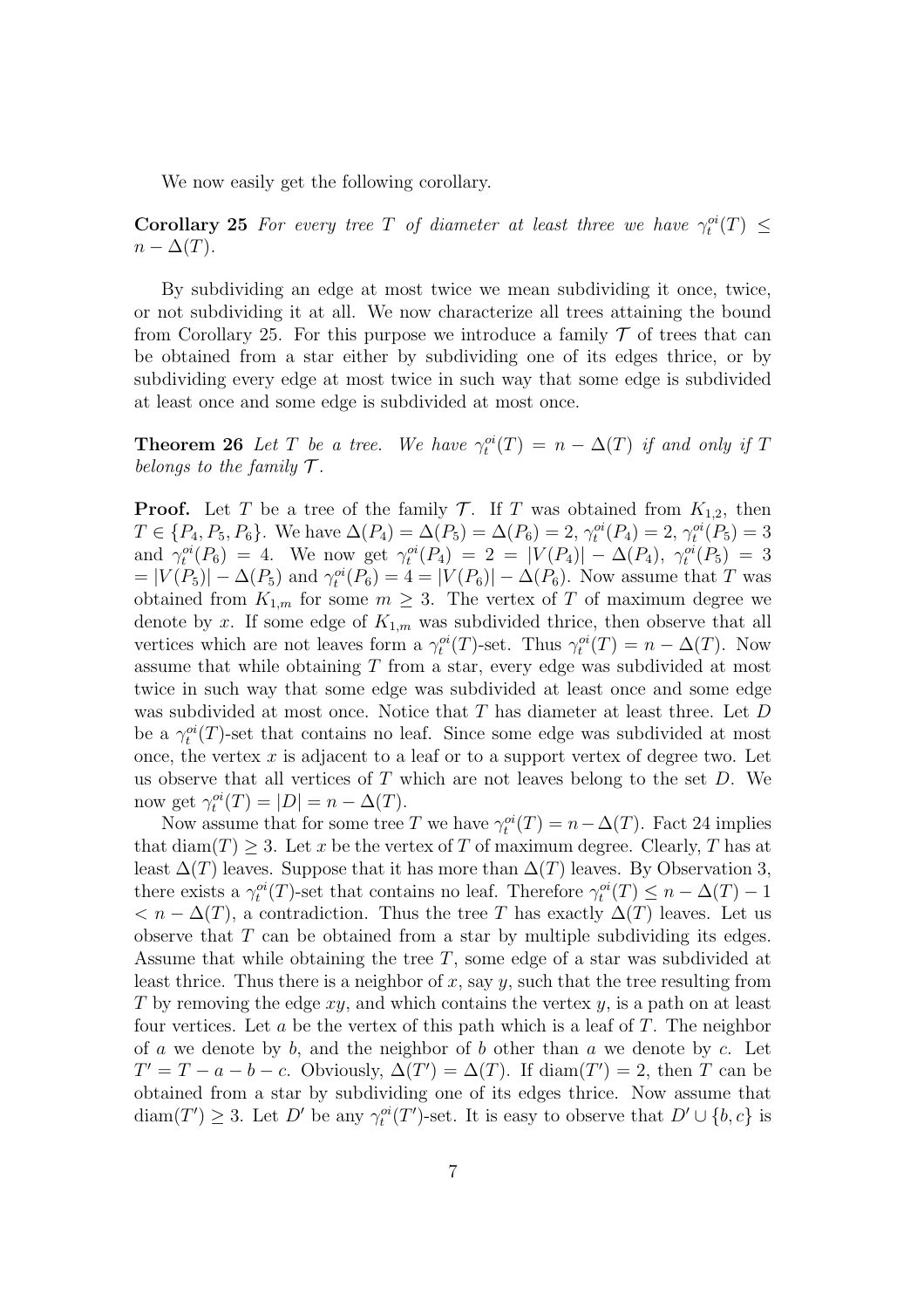We now easily get the following corollary.

**Corollary 25** *For every tree $T$ of diameter at least three we have $\gamma_t^{oi}(T) \leq n - \Delta(T)$.*

By subdividing an edge at most twice we mean subdividing it once, twice, or not subdividing it at all. We now characterize all trees attaining the bound from Corollary 25. For this purpose we introduce a family $\mathcal{T}$ of trees that can be obtained from a star either by subdividing one of its edges thrice, or by subdividing every edge at most twice in such way that some edge is subdivided at least once and some edge is subdivided at most once.

**Theorem 26** *Let $T$ be a tree. We have $\gamma_t^{oi}(T) = n - \Delta(T)$ if and only if $T$ belongs to the family $\mathcal{T}$.*

**Proof.** Let $T$ be a tree of the family $\mathcal{T}$. If $T$ was obtained from $K_{1,2}$, then $T \in \{P_4, P_5, P_6\}$. We have $\Delta(P_4) = \Delta(P_5) = \Delta(P_6) = 2$, $\gamma_t^{oi}(P_4) = 2$, $\gamma_t^{oi}(P_5) = 3$ and $\gamma_t^{oi}(P_6) = 4$. We now get $\gamma_t^{oi}(P_4) = 2 = |V(P_4)| - \Delta(P_4)$, $\gamma_t^{oi}(P_5) = 3 = |V(P_5)| - \Delta(P_5)$ and $\gamma_t^{oi}(P_6) = 4 = |V(P_6)| - \Delta(P_6)$. Now assume that $T$ was obtained from $K_{1,m}$ for some $m \geq 3$. The vertex of $T$ of maximum degree we denote by $x$. If some edge of $K_{1,m}$ was subdivided thrice, then observe that all vertices which are not leaves form a $\gamma_t^{oi}(T)$-set. Thus $\gamma_t^{oi}(T) = n - \Delta(T)$. Now assume that while obtaining $T$ from a star, every edge was subdivided at most twice in such way that some edge was subdivided at least once and some edge was subdivided at most once. Notice that $T$ has diameter at least three. Let $D$ be a $\gamma_t^{oi}(T)$-set that contains no leaf. Since some edge was subdivided at most once, the vertex $x$ is adjacent to a leaf or to a support vertex of degree two. Let us observe that all vertices of $T$ which are not leaves belong to the set $D$. We now get $\gamma_t^{oi}(T) = |D| = n - \Delta(T)$.

Now assume that for some tree $T$ we have $\gamma_t^{oi}(T) = n - \Delta(T)$. Fact 24 implies that $\operatorname{diam}(T) \geq 3$. Let $x$ be the vertex of $T$ of maximum degree. Clearly, $T$ has at least $\Delta(T)$ leaves. Suppose that it has more than $\Delta(T)$ leaves. By Observation 3, there exists a $\gamma_t^{oi}(T)$-set that contains no leaf. Therefore $\gamma_t^{oi}(T) \leq n - \Delta(T) - 1 < n - \Delta(T)$, a contradiction. Thus the tree $T$ has exactly $\Delta(T)$ leaves. Let us observe that $T$ can be obtained from a star by multiple subdividing its edges. Assume that while obtaining the tree $T$, some edge of a star was subdivided at least thrice. Thus there is a neighbor of $x$, say $y$, such that the tree resulting from $T$ by removing the edge $xy$, and which contains the vertex $y$, is a path on at least four vertices. Let $a$ be the vertex of this path which is a leaf of $T$. The neighbor of $a$ we denote by $b$, and the neighbor of $b$ other than $a$ we denote by $c$. Let $T' = T - a - b - c$. Obviously, $\Delta(T') = \Delta(T)$. If $\operatorname{diam}(T') = 2$, then $T$ can be obtained from a star by subdividing one of its edges thrice. Now assume that $\operatorname{diam}(T') \geq 3$. Let $D'$ be any $\gamma_t^{oi}(T')$-set. It is easy to observe that $D' \cup \{b, c\}$ is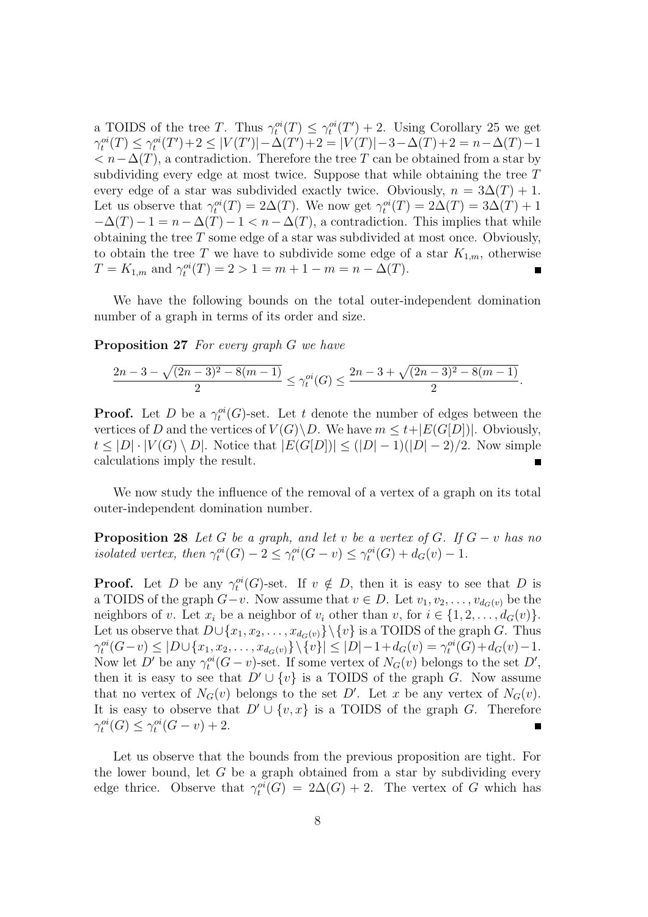a TOIDS of the tree $T$. Thus $\gamma_t^{oi}(T) \leq \gamma_t^{oi}(T') + 2$. Using Corollary 25 we get $\gamma_t^{oi}(T) \leq \gamma_t^{oi}(T') + 2 \leq |V(T')| - \Delta(T') + 2 = |V(T)| - 3 - \Delta(T) + 2 = n - \Delta(T) - 1 < n - \Delta(T)$, a contradiction. Therefore the tree $T$ can be obtained from a star by subdividing every edge at most twice. Suppose that while obtaining the tree $T$ every edge of a star was subdivided exactly twice. Obviously, $n = 3\Delta(T) + 1$. Let us observe that $\gamma_t^{oi}(T) = 2\Delta(T)$. We now get $\gamma_t^{oi}(T) = 2\Delta(T) = 3\Delta(T) + 1 - \Delta(T) - 1 = n - \Delta(T) - 1 < n - \Delta(T)$, a contradiction. This implies that while obtaining the tree $T$ some edge of a star was subdivided at most once. Obviously, to obtain the tree $T$ we have to subdivide some edge of a star $K_{1,m}$, otherwise $T = K_{1,m}$ and $\gamma_t^{oi}(T) = 2 > 1 = m + 1 - m = n - \Delta(T)$. ■

We have the following bounds on the total outer-independent domination number of a graph in terms of its order and size.

**Proposition 27** *For every graph $G$ we have*

$$\frac{2n - 3 - \sqrt{(2n-3)^2 - 8(m-1)}}{2} \leq \gamma_t^{oi}(G) \leq \frac{2n - 3 + \sqrt{(2n-3)^2 - 8(m-1)}}{2}.$$

**Proof.** Let $D$ be a $\gamma_t^{oi}(G)$-set. Let $t$ denote the number of edges between the vertices of $D$ and the vertices of $V(G) \setminus D$. We have $m \leq t + |E(G[D])|$. Obviously, $t \leq |D| \cdot |V(G) \setminus D|$. Notice that $|E(G[D])| \leq (|D| - 1)(|D| - 2)/2$. Now simple calculations imply the result. ■

We now study the influence of the removal of a vertex of a graph on its total outer-independent domination number.

**Proposition 28** *Let $G$ be a graph, and let $v$ be a vertex of $G$. If $G - v$ has no isolated vertex, then $\gamma_t^{oi}(G) - 2 \leq \gamma_t^{oi}(G - v) \leq \gamma_t^{oi}(G) + d_G(v) - 1$.*

**Proof.** Let $D$ be any $\gamma_t^{oi}(G)$-set. If $v \notin D$, then it is easy to see that $D$ is a TOIDS of the graph $G - v$. Now assume that $v \in D$. Let $v_1, v_2, \ldots, v_{d_G(v)}$ be the neighbors of $v$. Let $x_i$ be a neighbor of $v_i$ other than $v$, for $i \in \{1, 2, \ldots, d_G(v)\}$. Let us observe that $D \cup \{x_1, x_2, \ldots, x_{d_G(v)}\} \setminus \{v\}$ is a TOIDS of the graph $G$. Thus $\gamma_t^{oi}(G - v) \leq |D \cup \{x_1, x_2, \ldots, x_{d_G(v)}\} \setminus \{v\}| \leq |D| - 1 + d_G(v) = \gamma_t^{oi}(G) + d_G(v) - 1$. Now let $D'$ be any $\gamma_t^{oi}(G - v)$-set. If some vertex of $N_G(v)$ belongs to the set $D'$, then it is easy to see that $D' \cup \{v\}$ is a TOIDS of the graph $G$. Now assume that no vertex of $N_G(v)$ belongs to the set $D'$. Let $x$ be any vertex of $N_G(v)$. It is easy to observe that $D' \cup \{v, x\}$ is a TOIDS of the graph $G$. Therefore $\gamma_t^{oi}(G) \leq \gamma_t^{oi}(G - v) + 2$. ■

Let us observe that the bounds from the previous proposition are tight. For the lower bound, let $G$ be a graph obtained from a star by subdividing every edge thrice. Observe that $\gamma_t^{oi}(G) = 2\Delta(G) + 2$. The vertex of $G$ which has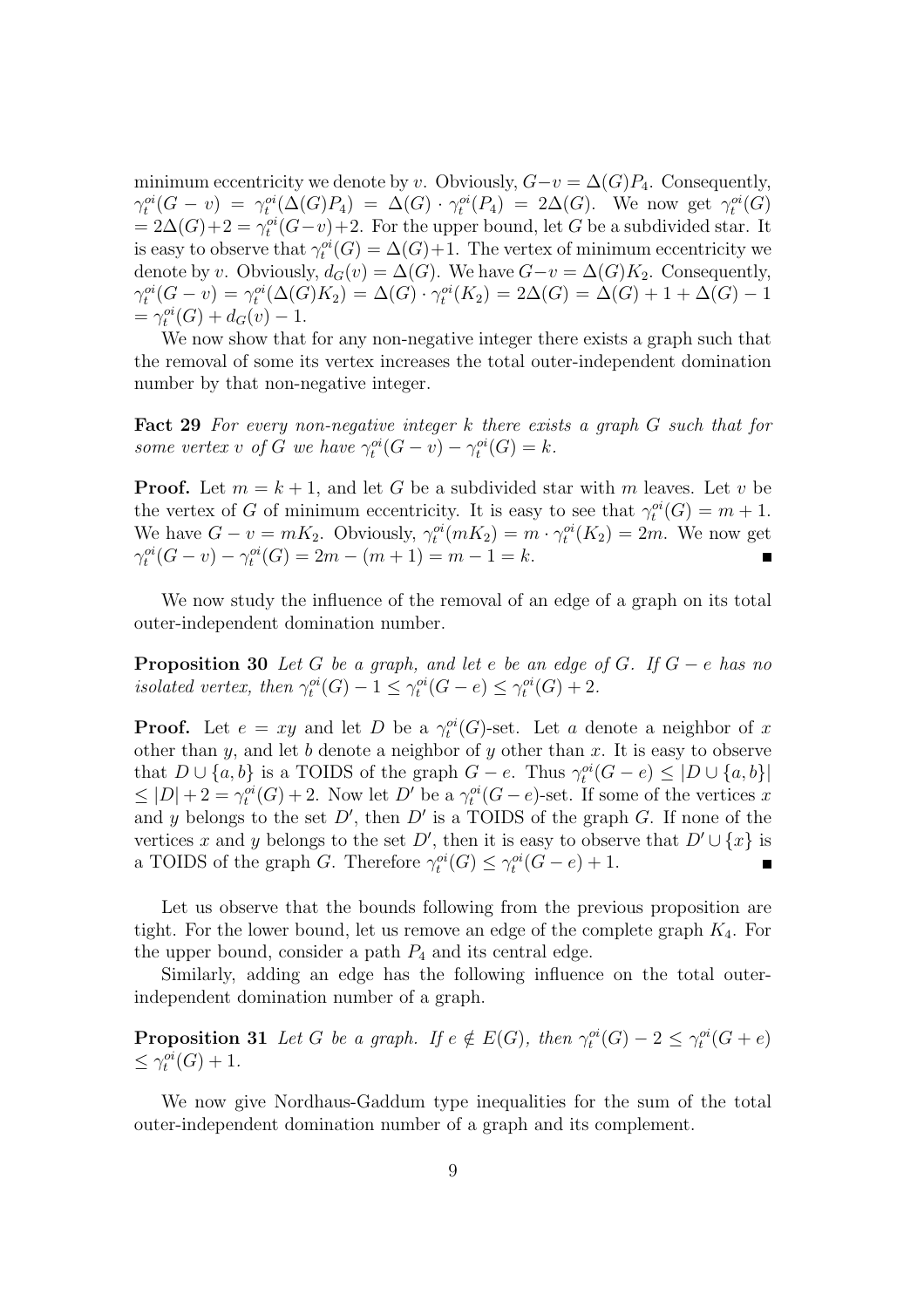minimum eccentricity we denote by $v$. Obviously, $G-v = \Delta(G)P_4$. Consequently, $\gamma_t^{oi}(G-v) = \gamma_t^{oi}(\Delta(G)P_4) = \Delta(G) \cdot \gamma_t^{oi}(P_4) = 2\Delta(G)$. We now get $\gamma_t^{oi}(G) = 2\Delta(G)+2 = \gamma_t^{oi}(G-v)+2$. For the upper bound, let $G$ be a subdivided star. It is easy to observe that $\gamma_t^{oi}(G) = \Delta(G)+1$. The vertex of minimum eccentricity we denote by $v$. Obviously, $d_G(v) = \Delta(G)$. We have $G-v = \Delta(G)K_2$. Consequently, $\gamma_t^{oi}(G-v) = \gamma_t^{oi}(\Delta(G)K_2) = \Delta(G) \cdot \gamma_t^{oi}(K_2) = 2\Delta(G) = \Delta(G)+1+\Delta(G)-1 = \gamma_t^{oi}(G) + d_G(v) - 1$.

We now show that for any non-negative integer there exists a graph such that the removal of some its vertex increases the total outer-independent domination number by that non-negative integer.

**Fact 29** *For every non-negative integer $k$ there exists a graph $G$ such that for some vertex $v$ of $G$ we have $\gamma_t^{oi}(G-v) - \gamma_t^{oi}(G) = k$.*

**Proof.** Let $m = k+1$, and let $G$ be a subdivided star with $m$ leaves. Let $v$ be the vertex of $G$ of minimum eccentricity. It is easy to see that $\gamma_t^{oi}(G) = m+1$. We have $G-v = mK_2$. Obviously, $\gamma_t^{oi}(mK_2) = m \cdot \gamma_t^{oi}(K_2) = 2m$. We now get $\gamma_t^{oi}(G-v) - \gamma_t^{oi}(G) = 2m - (m+1) = m-1 = k$. ∎

We now study the influence of the removal of an edge of a graph on its total outer-independent domination number.

**Proposition 30** *Let $G$ be a graph, and let $e$ be an edge of $G$. If $G-e$ has no isolated vertex, then $\gamma_t^{oi}(G) - 1 \leq \gamma_t^{oi}(G-e) \leq \gamma_t^{oi}(G) + 2$.*

**Proof.** Let $e = xy$ and let $D$ be a $\gamma_t^{oi}(G)$-set. Let $a$ denote a neighbor of $x$ other than $y$, and let $b$ denote a neighbor of $y$ other than $x$. It is easy to observe that $D \cup \{a,b\}$ is a TOIDS of the graph $G-e$. Thus $\gamma_t^{oi}(G-e) \leq |D \cup \{a,b\}| \leq |D| + 2 = \gamma_t^{oi}(G) + 2$. Now let $D'$ be a $\gamma_t^{oi}(G-e)$-set. If some of the vertices $x$ and $y$ belongs to the set $D'$, then $D'$ is a TOIDS of the graph $G$. If none of the vertices $x$ and $y$ belongs to the set $D'$, then it is easy to observe that $D' \cup \{x\}$ is a TOIDS of the graph $G$. Therefore $\gamma_t^{oi}(G) \leq \gamma_t^{oi}(G-e) + 1$. ∎

Let us observe that the bounds following from the previous proposition are tight. For the lower bound, let us remove an edge of the complete graph $K_4$. For the upper bound, consider a path $P_4$ and its central edge.

Similarly, adding an edge has the following influence on the total outer-independent domination number of a graph.

**Proposition 31** *Let $G$ be a graph. If $e \notin E(G)$, then $\gamma_t^{oi}(G) - 2 \leq \gamma_t^{oi}(G+e) \leq \gamma_t^{oi}(G) + 1$.*

We now give Nordhaus-Gaddum type inequalities for the sum of the total outer-independent domination number of a graph and its complement.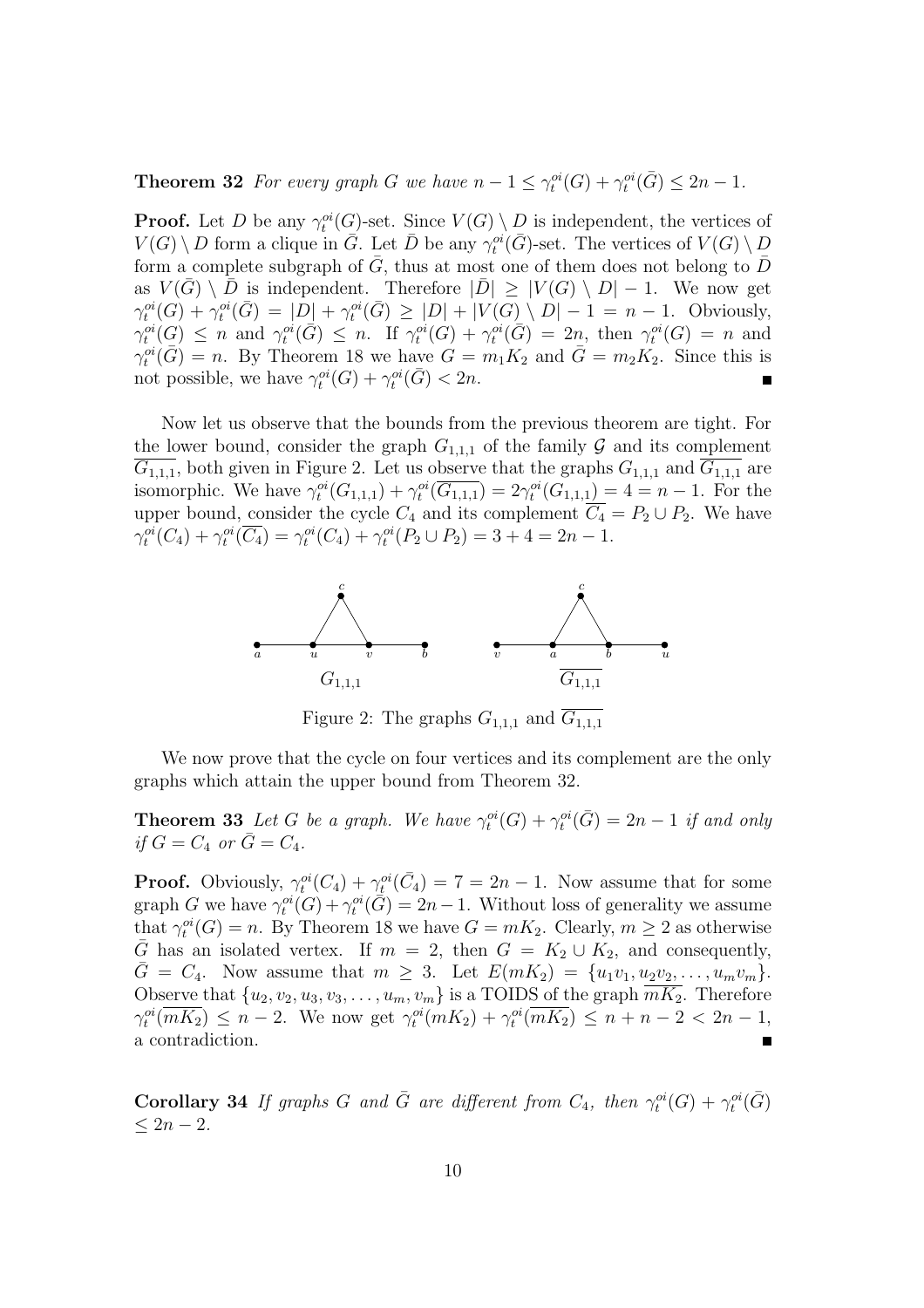**Theorem 32** *For every graph $G$ we have $n-1 \leq \gamma_t^{oi}(G) + \gamma_t^{oi}(\bar{G}) \leq 2n-1$.*

**Proof.** Let $D$ be any $\gamma_t^{oi}(G)$-set. Since $V(G) \setminus D$ is independent, the vertices of $V(G) \setminus D$ form a clique in $\bar{G}$. Let $\bar{D}$ be any $\gamma_t^{oi}(\bar{G})$-set. The vertices of $V(G) \setminus D$ form a complete subgraph of $\bar{G}$, thus at most one of them does not belong to $\bar{D}$ as $V(\bar{G}) \setminus \bar{D}$ is independent. Therefore $|\bar{D}| \geq |V(G) \setminus D| - 1$. We now get $\gamma_t^{oi}(G) + \gamma_t^{oi}(\bar{G}) = |D| + \gamma_t^{oi}(\bar{G}) \geq |D| + |V(G) \setminus D| - 1 = n-1$. Obviously, $\gamma_t^{oi}(G) \leq n$ and $\gamma_t^{oi}(\bar{G}) \leq n$. If $\gamma_t^{oi}(G) + \gamma_t^{oi}(\bar{G}) = 2n$, then $\gamma_t^{oi}(G) = n$ and $\gamma_t^{oi}(\bar{G}) = n$. By Theorem 18 we have $G = m_1K_2$ and $\bar{G} = m_2K_2$. Since this is not possible, we have $\gamma_t^{oi}(G) + \gamma_t^{oi}(\bar{G}) < 2n$. ∎

Now let us observe that the bounds from the previous theorem are tight. For the lower bound, consider the graph $G_{1,1,1}$ of the family $\mathcal{G}$ and its complement $\overline{G_{1,1,1}}$, both given in Figure 2. Let us observe that the graphs $G_{1,1,1}$ and $\overline{G_{1,1,1}}$ are isomorphic. We have $\gamma_t^{oi}(G_{1,1,1}) + \gamma_t^{oi}(\overline{G_{1,1,1}}) = 2\gamma_t^{oi}(G_{1,1,1}) = 4 = n-1$. For the upper bound, consider the cycle $C_4$ and its complement $\overline{C_4} = P_2 \cup P_2$. We have $\gamma_t^{oi}(C_4) + \gamma_t^{oi}(\overline{C_4}) = \gamma_t^{oi}(C_4) + \gamma_t^{oi}(P_2 \cup P_2) = 3 + 4 = 2n-1$.

Figure 2: The graphs $G_{1,1,1}$ and $\overline{G_{1,1,1}}$

We now prove that the cycle on four vertices and its complement are the only graphs which attain the upper bound from Theorem 32.

**Theorem 33** *Let $G$ be a graph. We have $\gamma_t^{oi}(G) + \gamma_t^{oi}(\bar{G}) = 2n-1$ if and only if $G = C_4$ or $\bar{G} = C_4$.*

**Proof.** Obviously, $\gamma_t^{oi}(C_4) + \gamma_t^{oi}(\bar{C_4}) = 7 = 2n-1$. Now assume that for some graph $G$ we have $\gamma_t^{oi}(G) + \gamma_t^{oi}(\bar{G}) = 2n-1$. Without loss of generality we assume that $\gamma_t^{oi}(G) = n$. By Theorem 18 we have $G = mK_2$. Clearly, $m \geq 2$ as otherwise $\bar{G}$ has an isolated vertex. If $m = 2$, then $G = K_2 \cup K_2$, and consequently, $\bar{G} = C_4$. Now assume that $m \geq 3$. Let $E(mK_2) = \{u_1v_1, u_2v_2, \ldots, u_mv_m\}$. Observe that $\{u_2, v_2, u_3, v_3, \ldots, u_m, v_m\}$ is a TOIDS of the graph $\overline{mK_2}$. Therefore $\gamma_t^{oi}(\overline{mK_2}) \leq n-2$. We now get $\gamma_t^{oi}(mK_2) + \gamma_t^{oi}(\overline{mK_2}) \leq n + n - 2 < 2n-1$, a contradiction. ∎

**Corollary 34** *If graphs $G$ and $\bar{G}$ are different from $C_4$, then $\gamma_t^{oi}(G) + \gamma_t^{oi}(\bar{G}) \leq 2n-2$.*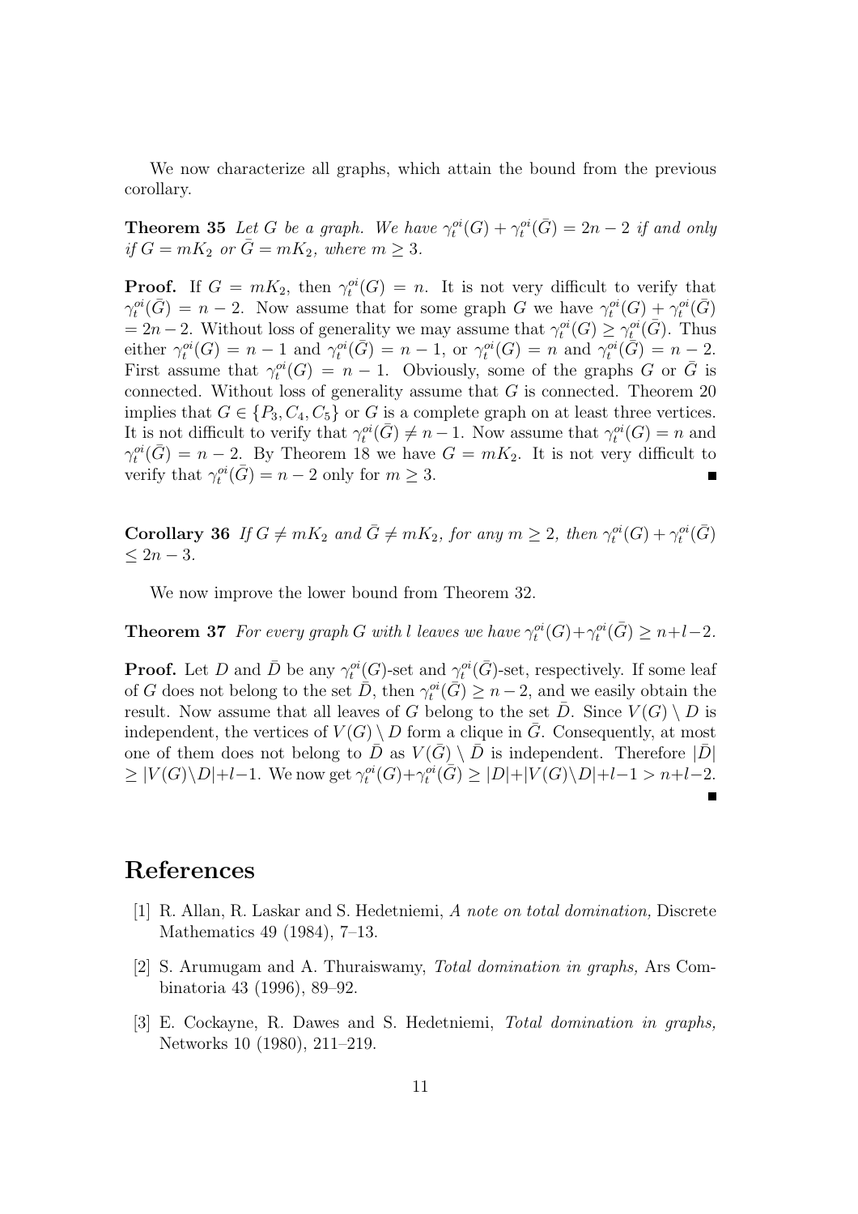We now characterize all graphs, which attain the bound from the previous corollary.

**Theorem 35** *Let $G$ be a graph. We have $\gamma_t^{oi}(G) + \gamma_t^{oi}(\bar{G}) = 2n - 2$ if and only if $G = mK_2$ or $\bar{G} = mK_2$, where $m \geq 3$.*

**Proof.** If $G = mK_2$, then $\gamma_t^{oi}(G) = n$. It is not very difficult to verify that $\gamma_t^{oi}(\bar{G}) = n - 2$. Now assume that for some graph $G$ we have $\gamma_t^{oi}(G) + \gamma_t^{oi}(\bar{G}) = 2n - 2$. Without loss of generality we may assume that $\gamma_t^{oi}(G) \geq \gamma_t^{oi}(\bar{G})$. Thus either $\gamma_t^{oi}(G) = n - 1$ and $\gamma_t^{oi}(\bar{G}) = n - 1$, or $\gamma_t^{oi}(G) = n$ and $\gamma_t^{oi}(\bar{G}) = n - 2$. First assume that $\gamma_t^{oi}(G) = n - 1$. Obviously, some of the graphs $G$ or $\bar{G}$ is connected. Without loss of generality assume that $G$ is connected. Theorem 20 implies that $G \in \{P_3, C_4, C_5\}$ or $G$ is a complete graph on at least three vertices. It is not difficult to verify that $\gamma_t^{oi}(\bar{G}) \neq n - 1$. Now assume that $\gamma_t^{oi}(G) = n$ and $\gamma_t^{oi}(\bar{G}) = n - 2$. By Theorem 18 we have $G = mK_2$. It is not very difficult to verify that $\gamma_t^{oi}(\bar{G}) = n - 2$ only for $m \geq 3$. ∎

**Corollary 36** *If $G \neq mK_2$ and $\bar{G} \neq mK_2$, for any $m \geq 2$, then $\gamma_t^{oi}(G) + \gamma_t^{oi}(\bar{G}) \leq 2n - 3$.*

We now improve the lower bound from Theorem 32.

**Theorem 37** *For every graph $G$ with $l$ leaves we have $\gamma_t^{oi}(G) + \gamma_t^{oi}(\bar{G}) \geq n + l - 2$.*

**Proof.** Let $D$ and $\bar{D}$ be any $\gamma_t^{oi}(G)$-set and $\gamma_t^{oi}(\bar{G})$-set, respectively. If some leaf of $G$ does not belong to the set $\bar{D}$, then $\gamma_t^{oi}(\bar{G}) \geq n - 2$, and we easily obtain the result. Now assume that all leaves of $G$ belong to the set $\bar{D}$. Since $V(G) \setminus D$ is independent, the vertices of $V(G) \setminus D$ form a clique in $\bar{G}$. Consequently, at most one of them does not belong to $\bar{D}$ as $V(\bar{G}) \setminus \bar{D}$ is independent. Therefore $|\bar{D}| \geq |V(G) \setminus D| + l - 1$. We now get $\gamma_t^{oi}(G) + \gamma_t^{oi}(\bar{G}) \geq |D| + |V(G) \setminus D| + l - 1 > n + l - 2$. ∎

# References

[1] R. Allan, R. Laskar and S. Hedetniemi, *A note on total domination,* Discrete Mathematics 49 (1984), 7–13.

[2] S. Arumugam and A. Thuraiswamy, *Total domination in graphs,* Ars Combinatoria 43 (1996), 89–92.

[3] E. Cockayne, R. Dawes and S. Hedetniemi, *Total domination in graphs,* Networks 10 (1980), 211–219.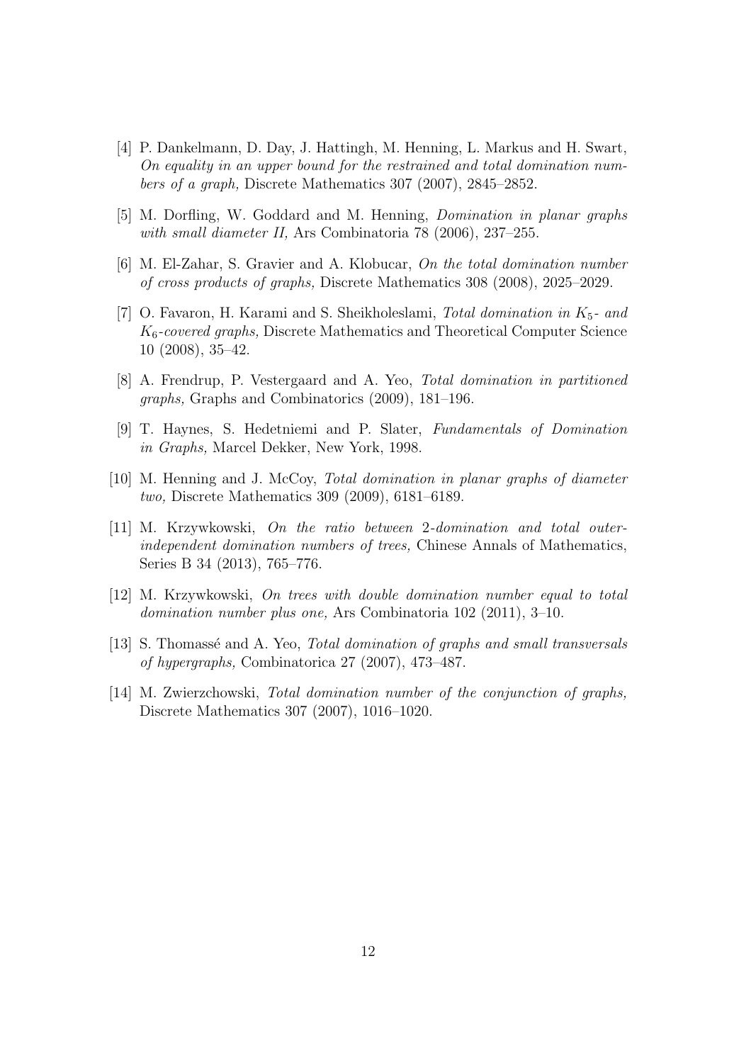[4] P. Dankelmann, D. Day, J. Hattingh, M. Henning, L. Markus and H. Swart, *On equality in an upper bound for the restrained and total domination numbers of a graph,* Discrete Mathematics 307 (2007), 2845–2852.

[5] M. Dorfling, W. Goddard and M. Henning, *Domination in planar graphs with small diameter II,* Ars Combinatoria 78 (2006), 237–255.

[6] M. El-Zahar, S. Gravier and A. Klobucar, *On the total domination number of cross products of graphs,* Discrete Mathematics 308 (2008), 2025–2029.

[7] O. Favaron, H. Karami and S. Sheikholeslami, *Total domination in $K_5$- and $K_6$-covered graphs,* Discrete Mathematics and Theoretical Computer Science 10 (2008), 35–42.

[8] A. Frendrup, P. Vestergaard and A. Yeo, *Total domination in partitioned graphs,* Graphs and Combinatorics (2009), 181–196.

[9] T. Haynes, S. Hedetniemi and P. Slater, *Fundamentals of Domination in Graphs,* Marcel Dekker, New York, 1998.

[10] M. Henning and J. McCoy, *Total domination in planar graphs of diameter two,* Discrete Mathematics 309 (2009), 6181–6189.

[11] M. Krzywkowski, *On the ratio between 2-domination and total outer-independent domination numbers of trees,* Chinese Annals of Mathematics, Series B 34 (2013), 765–776.

[12] M. Krzywkowski, *On trees with double domination number equal to total domination number plus one,* Ars Combinatoria 102 (2011), 3–10.

[13] S. Thomassé and A. Yeo, *Total domination of graphs and small transversals of hypergraphs,* Combinatorica 27 (2007), 473–487.

[14] M. Zwierzchowski, *Total domination number of the conjunction of graphs,* Discrete Mathematics 307 (2007), 1016–1020.